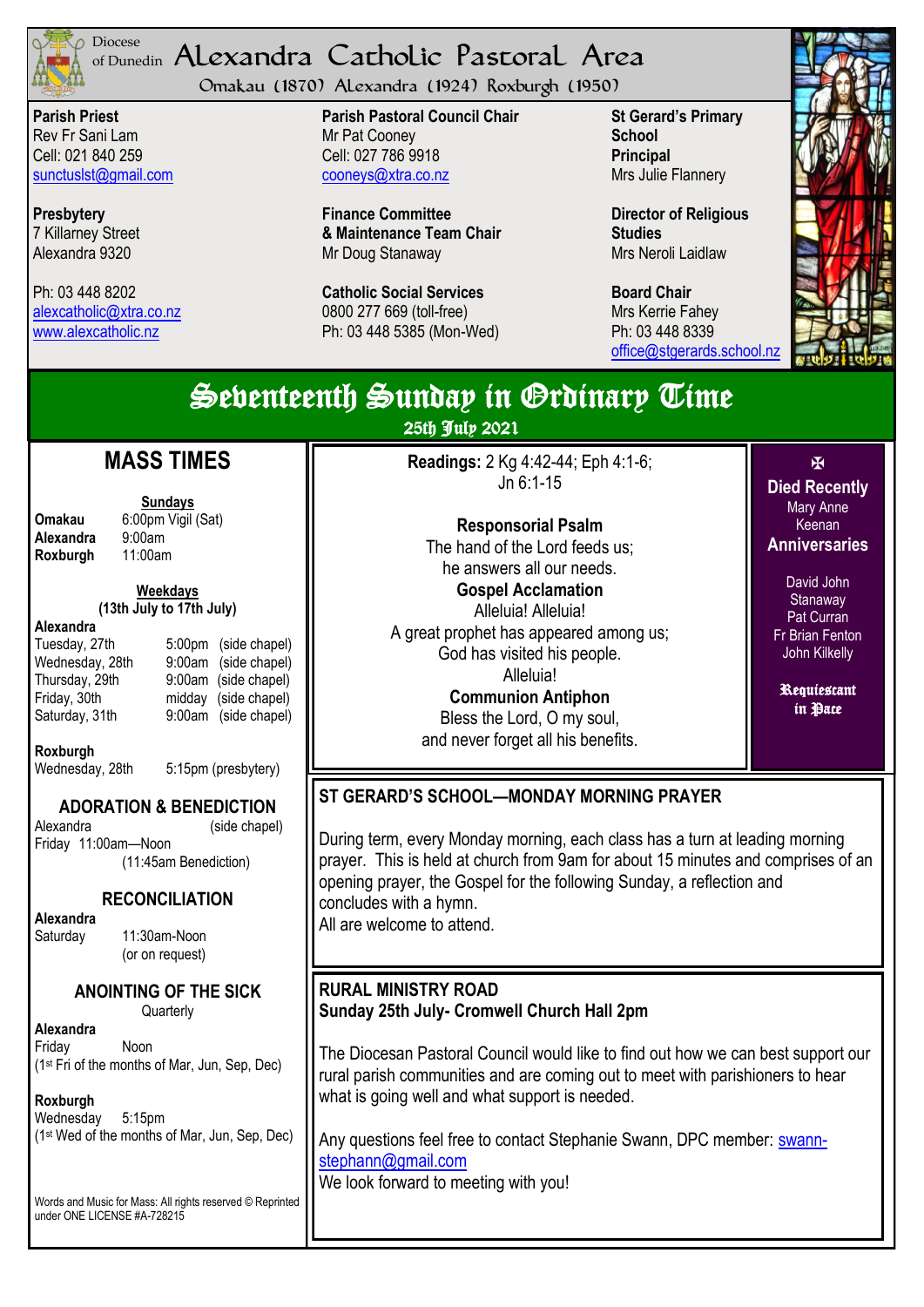Diocese of Dunedin

# Alexandra Catholic Pastoral Area

Omakau (1870) Alexandra (1924) Roxburgh (1950)

**Parish Priest**
Rev Fr Sani Lam
Cell: 021 840 259
sunctuslst@gmail.com

**Presbytery**
7 Killarney Street
Alexandra 9320

Ph: 03 448 8202
alexcatholic@xtra.co.nz
www.alexcatholic.nz

**Parish Pastoral Council Chair**
Mr Pat Cooney
Cell: 027 786 9918
cooneys@xtra.co.nz

**Finance Committee & Maintenance Team Chair**
Mr Doug Stanaway

**Catholic Social Services**
0800 277 669 (toll-free)
Ph: 03 448 5385 (Mon-Wed)

**St Gerard's Primary School Principal**
Mrs Julie Flannery

**Director of Religious Studies**
Mrs Neroli Laidlaw

**Board Chair**
Mrs Kerrie Fahey
Ph: 03 448 8339
office@stgerards.school.nz

## Seventeenth Sunday in Ordinary Time

25th July 2021

## MASS TIMES

**Sundays**

| | |
|---|---|
| **Omakau** | 6:00pm Vigil (Sat) |
| **Alexandra** | 9:00am |
| **Roxburgh** | 11:00am |

**Weekdays**
**(13th July to 17th July)**

**Alexandra**

| | | |
|---|---|---|
| Tuesday, 27th | 5:00pm | (side chapel) |
| Wednesday, 28th | 9:00am | (side chapel) |
| Thursday, 29th | 9:00am | (side chapel) |
| Friday, 30th | midday | (side chapel) |
| Saturday, 31th | 9:00am | (side chapel) |

**Roxburgh**
Wednesday, 28th 5:15pm (presbytery)

### ADORATION & BENEDICTION

Alexandra (side chapel)
Friday 11:00am—Noon
(11:45am Benediction)

### RECONCILIATION

**Alexandra**
Saturday 11:30am-Noon
(or on request)

### ANOINTING OF THE SICK

Quarterly

**Alexandra**
Friday Noon
(1st Fri of the months of Mar, Jun, Sep, Dec)

**Roxburgh**
Wednesday 5:15pm
(1st Wed of the months of Mar, Jun, Sep, Dec)

Words and Music for Mass: All rights reserved © Reprinted under ONE LICENSE #A-728215

**Readings:** 2 Kg 4:42-44; Eph 4:1-6; Jn 6:1-15

**Responsorial Psalm**
The hand of the Lord feeds us;
he answers all our needs.

**Gospel Acclamation**
Alleluia! Alleluia!
A great prophet has appeared among us;
God has visited his people.
Alleluia!

**Communion Antiphon**
Bless the Lord, O my soul,
and never forget all his benefits.

✠

**Died Recently**
Mary Anne Keenan

**Anniversaries**
David John Stanaway
Pat Curran
Fr Brian Fenton
John Kilkelly

**Requiescant in Pace**

### ST GERARD'S SCHOOL—MONDAY MORNING PRAYER

During term, every Monday morning, each class has a turn at leading morning prayer. This is held at church from 9am for about 15 minutes and comprises of an opening prayer, the Gospel for the following Sunday, a reflection and concludes with a hymn.
All are welcome to attend.

### RURAL MINISTRY ROAD
**Sunday 25th July- Cromwell Church Hall 2pm**

The Diocesan Pastoral Council would like to find out how we can best support our rural parish communities and are coming out to meet with parishioners to hear what is going well and what support is needed.

Any questions feel free to contact Stephanie Swann, DPC member: swann-stephann@gmail.com
We look forward to meeting with you!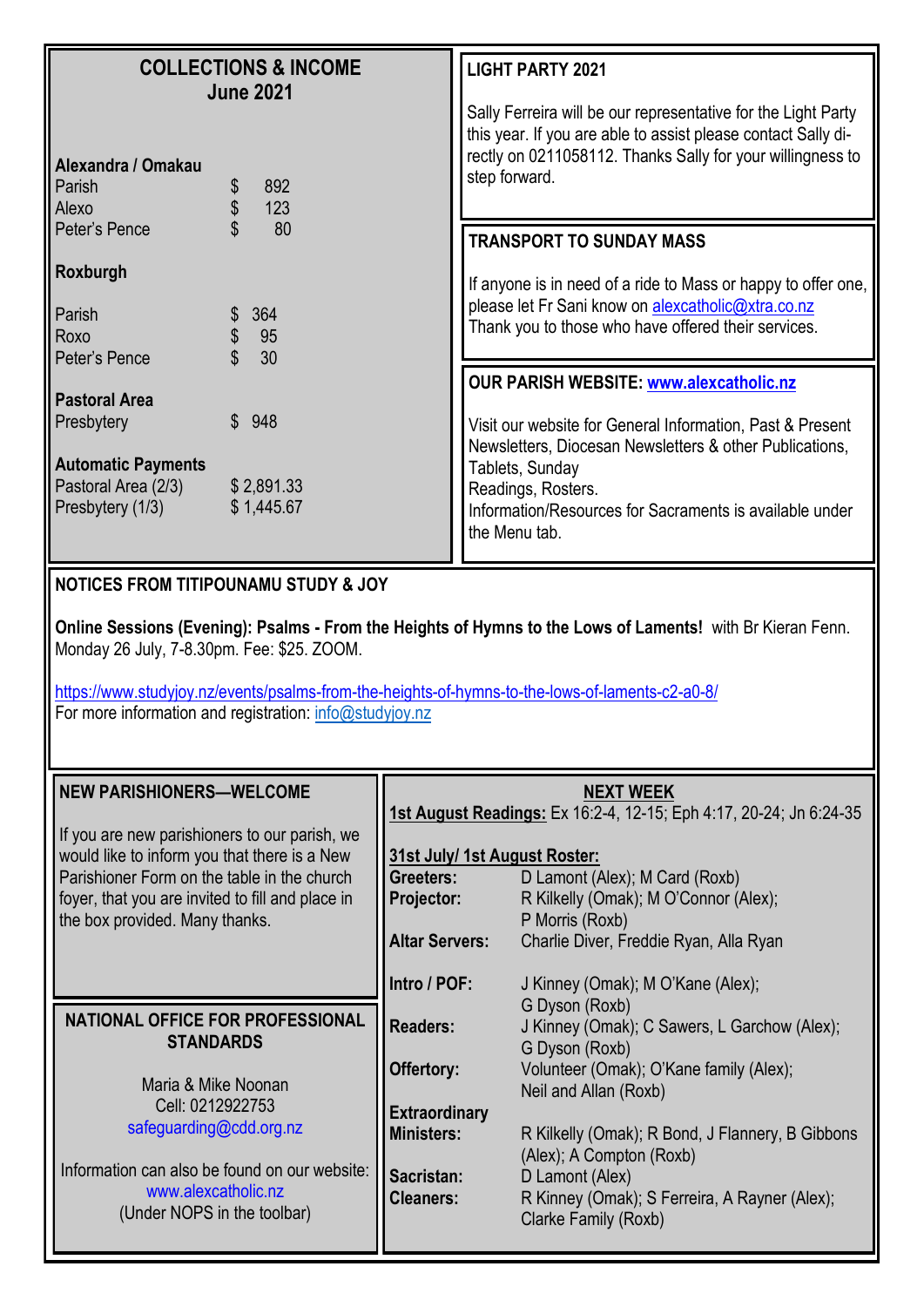## COLLECTIONS & INCOME
## June 2021

**Alexandra / Omakau**

| | |
|---|---|
| Parish | $ 892 |
| Alexo | $ 123 |
| Peter's Pence | $ 80 |

**Roxburgh**

| | |
|---|---|
| Parish | $ 364 |
| Roxo | $ 95 |
| Peter's Pence | $ 30 |

**Pastoral Area**

| | |
|---|---|
| Presbytery | $ 948 |

**Automatic Payments**

| | |
|---|---|
| Pastoral Area (2/3) | $ 2,891.33 |
| Presbytery (1/3) | $ 1,445.67 |

## LIGHT PARTY 2021

Sally Ferreira will be our representative for the Light Party this year. If you are able to assist please contact Sally directly on 0211058112. Thanks Sally for your willingness to step forward.

## TRANSPORT TO SUNDAY MASS

If anyone is in need of a ride to Mass or happy to offer one, please let Fr Sani know on alexcatholic@xtra.co.nz
Thank you to those who have offered their services.

## OUR PARISH WEBSITE: www.alexcatholic.nz

Visit our website for General Information, Past & Present Newsletters, Diocesan Newsletters & other Publications, Tablets, Sunday
Readings, Rosters.
Information/Resources for Sacraments is available under the Menu tab.

## NOTICES FROM TITIPOUNAMU STUDY & JOY

**Online Sessions (Evening): Psalms - From the Heights of Hymns to the Lows of Laments!** with Br Kieran Fenn. Monday 26 July, 7-8.30pm. Fee: $25. ZOOM.

https://www.studyjoy.nz/events/psalms-from-the-heights-of-hymns-to-the-lows-of-laments-c2-a0-8/
For more information and registration: info@studyjoy.nz

## NEW PARISHIONERS—WELCOME

If you are new parishioners to our parish, we would like to inform you that there is a New Parishioner Form on the table in the church foyer, that you are invited to fill and place in the box provided. Many thanks.

## NATIONAL OFFICE FOR PROFESSIONAL STANDARDS

Maria & Mike Noonan
Cell: 0212922753
safeguarding@cdd.org.nz

Information can also be found on our website:
www.alexcatholic.nz
(Under NOPS in the toolbar)

## NEXT WEEK

**1st August Readings:** Ex 16:2-4, 12-15; Eph 4:17, 20-24; Jn 6:24-35

**31st July/ 1st August Roster:**

| | |
|---|---|
| **Greeters:** | D Lamont (Alex); M Card (Roxb) |
| **Projector:** | R Kilkelly (Omak); M O'Connor (Alex); P Morris (Roxb) |
| **Altar Servers:** | Charlie Diver, Freddie Ryan, Alla Ryan |
| **Intro / POF:** | J Kinney (Omak); M O'Kane (Alex); G Dyson (Roxb) |
| **Readers:** | J Kinney (Omak); C Sawers, L Garchow (Alex); G Dyson (Roxb) |
| **Offertory:** | Volunteer (Omak); O'Kane family (Alex); Neil and Allan (Roxb) |
| **Extraordinary Ministers:** | R Kilkelly (Omak); R Bond, J Flannery, B Gibbons (Alex); A Compton (Roxb) |
| **Sacristan:** | D Lamont (Alex) |
| **Cleaners:** | R Kinney (Omak); S Ferreira, A Rayner (Alex); Clarke Family (Roxb) |